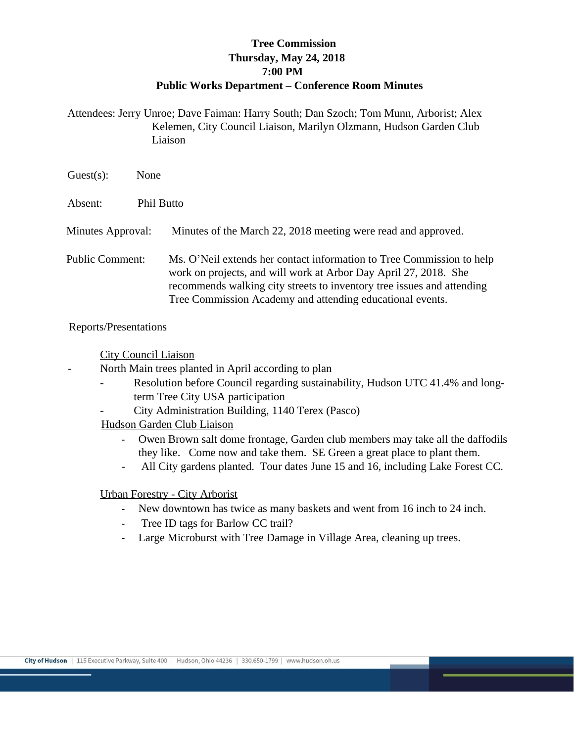**Tree Commission**
**Thursday, May 24, 2018**
**7:00 PM**
**Public Works Department – Conference Room Minutes**

Attendees: Jerry Unroe; Dave Faiman: Harry South; Dan Szoch; Tom Munn, Arborist; Alex Kelemen, City Council Liaison, Marilyn Olzmann, Hudson Garden Club Liaison

Guest(s): None

Absent: Phil Butto

Minutes Approval: Minutes of the March 22, 2018 meeting were read and approved.

Public Comment: Ms. O'Neil extends her contact information to Tree Commission to help work on projects, and will work at Arbor Day April 27, 2018. She recommends walking city streets to inventory tree issues and attending Tree Commission Academy and attending educational events.

Reports/Presentations

City Council Liaison

- North Main trees planted in April according to plan
  - Resolution before Council regarding sustainability, Hudson UTC 41.4% and long-term Tree City USA participation
  - City Administration Building, 1140 Terex (Pasco)

Hudson Garden Club Liaison

- Owen Brown salt dome frontage, Garden club members may take all the daffodils they like. Come now and take them. SE Green a great place to plant them.
- All City gardens planted. Tour dates June 15 and 16, including Lake Forest CC.

Urban Forestry - City Arborist

- New downtown has twice as many baskets and went from 16 inch to 24 inch.
- Tree ID tags for Barlow CC trail?
- Large Microburst with Tree Damage in Village Area, cleaning up trees.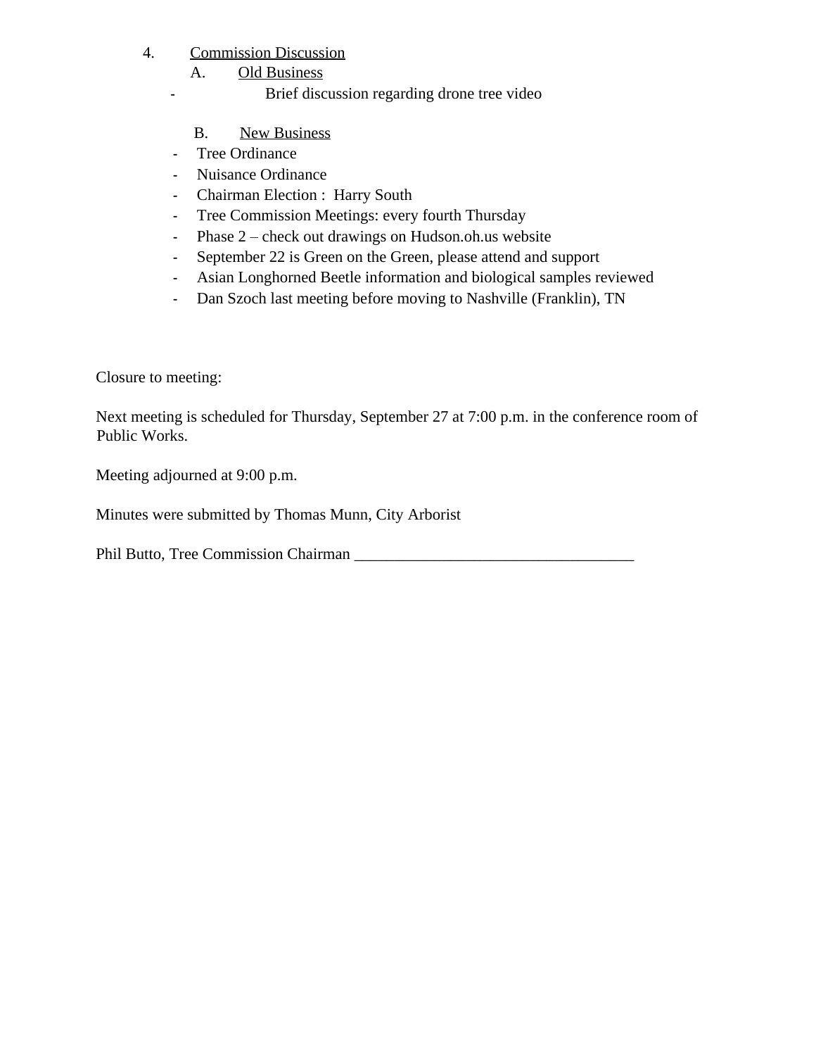4. <u>Commission Discussion</u>

   A. <u>Old Business</u>

   - Brief discussion regarding drone tree video

   B. <u>New Business</u>

   - Tree Ordinance
   - Nuisance Ordinance
   - Chairman Election :  Harry South
   - Tree Commission Meetings: every fourth Thursday
   - Phase 2 – check out drawings on Hudson.oh.us website
   - September 22 is Green on the Green, please attend and support
   - Asian Longhorned Beetle information and biological samples reviewed
   - Dan Szoch last meeting before moving to Nashville (Franklin), TN

Closure to meeting:

Next meeting is scheduled for Thursday, September 27 at 7:00 p.m. in the conference room of Public Works.

Meeting adjourned at 9:00 p.m.

Minutes were submitted by Thomas Munn, City Arborist

Phil Butto, Tree Commission Chairman ___________________________________